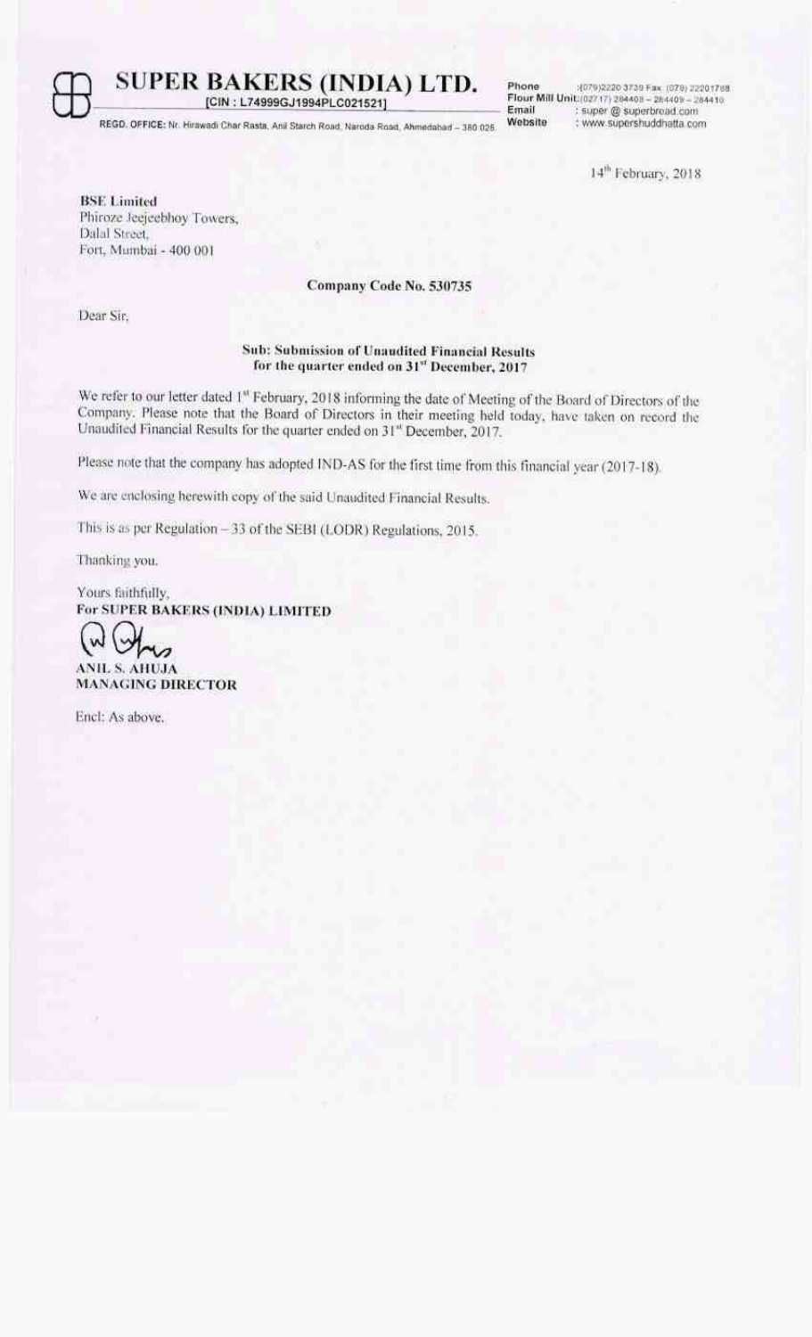# SUPER BAKERS (INDIA) LTD.

[CIN : L74999GJ1994PLC021521]

REGD. OFFICE: Nr. Hirawadi Char Rasta, Anil Starch Road, Naroda Road, Ahmedabad – 380 025.

Phone : (079)2220 3739 Fax: (079) 22201788
Flour Mill Unit: (02717) 284408 – 284409 – 284410
Email : super @ superbread.com
Website : www.supershuddhatta.com

14th February, 2018

**BSE Limited**
Phiroze Jeejeebhoy Towers,
Dalal Street,
Fort, Mumbai - 400 001

**Company Code No. 530735**

Dear Sir,

**Sub: Submission of Unaudited Financial Results for the quarter ended on 31st December, 2017**

We refer to our letter dated 1st February, 2018 informing the date of Meeting of the Board of Directors of the Company. Please note that the Board of Directors in their meeting held today, have taken on record the Unaudited Financial Results for the quarter ended on 31st December, 2017.

Please note that the company has adopted IND-AS for the first time from this financial year (2017-18).

We are enclosing herewith copy of the said Unaudited Financial Results.

This is as per Regulation – 33 of the SEBI (LODR) Regulations, 2015.

Thanking you.

Yours faithfully,
**For SUPER BAKERS (INDIA) LIMITED**

**ANIL S. AHUJA**
**MANAGING DIRECTOR**

Encl: As above.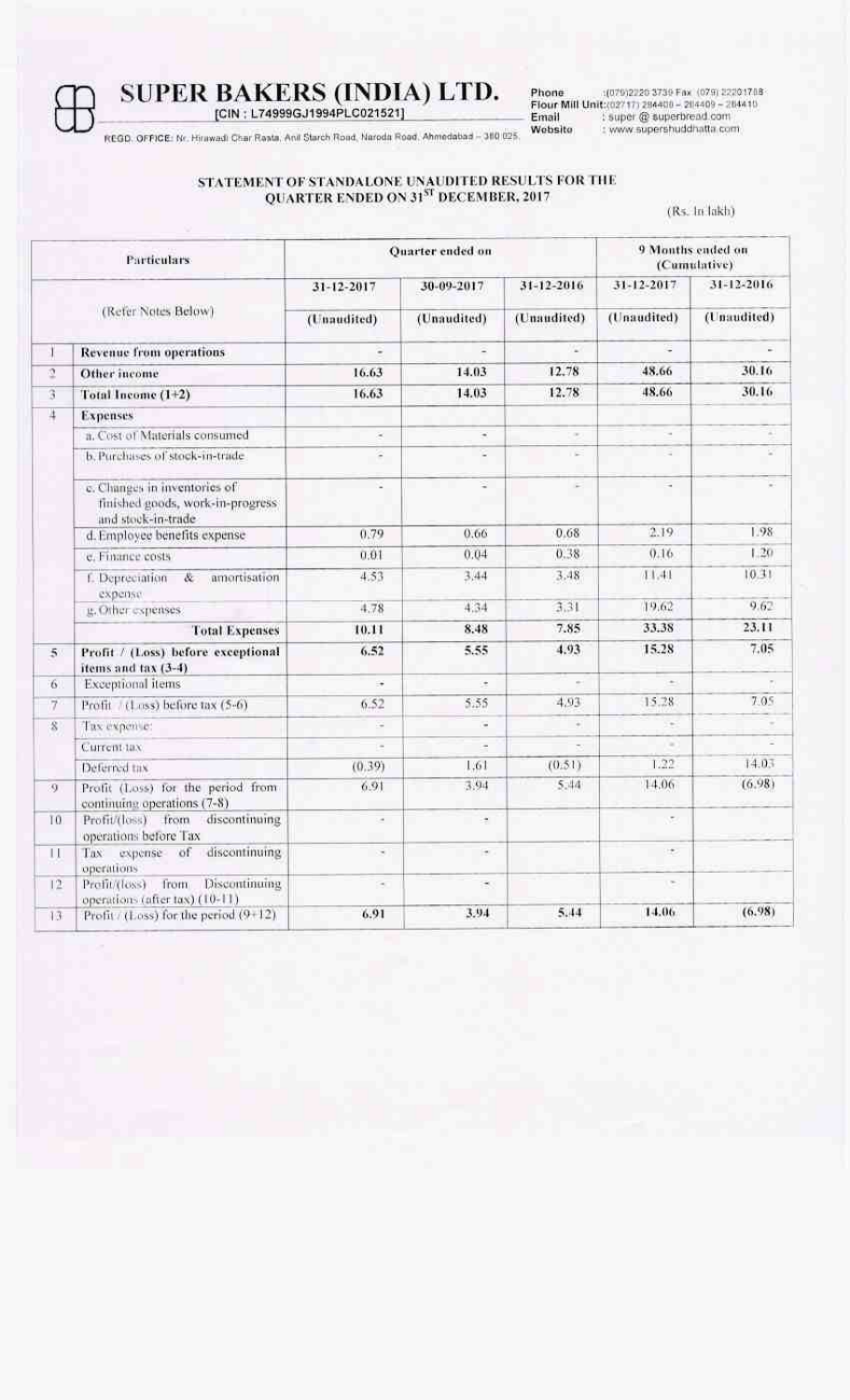# SUPER BAKERS (INDIA) LTD.

[CIN : L74999GJ1994PLC021521]

REGD. OFFICE: Nr. Hirawadi Char Rasta, Anil Starch Road, Naroda Road, Ahmedabad – 380 025.

Phone : (079)2220 3739 Fax (079) 22201788
Flour Mill Unit: (02717) 284408 – 284409 – 284410
Email : super @ superbread.com
Website : www.supershuddhatta.com

## STATEMENT OF STANDALONE UNAUDITED RESULTS FOR THE QUARTER ENDED ON 31ST DECEMBER, 2017

(Rs. In lakh)

| | Particulars | Quarter ended on | | | 9 Months ended on (Cumulative) | |
|---|---|---|---|---|---|---|
| | (Refer Notes Below) | 31-12-2017 | 30-09-2017 | 31-12-2016 | 31-12-2017 | 31-12-2016 |
| | | (Unaudited) | (Unaudited) | (Unaudited) | (Unaudited) | (Unaudited) |
| 1 | **Revenue from operations** | - | - | - | - | - |
| 2 | **Other income** | **16.63** | **14.03** | **12.78** | **48.66** | **30.16** |
| 3 | **Total Income (1+2)** | **16.63** | **14.03** | **12.78** | **48.66** | **30.16** |
| 4 | **Expenses** | | | | | |
| | a. Cost of Materials consumed | - | - | - | - | - |
| | b. Purchases of stock-in-trade | - | - | - | - | - |
| | c. Changes in inventories of finished goods, work-in-progress and stock-in-trade | - | - | - | - | - |
| | d. Employee benefits expense | 0.79 | 0.66 | 0.68 | 2.19 | 1.98 |
| | e. Finance costs | 0.01 | 0.04 | 0.38 | 0.16 | 1.20 |
| | f. Depreciation & amortisation expense | 4.53 | 3.44 | 3.48 | 11.41 | 10.31 |
| | g. Other expenses | 4.78 | 4.34 | 3.31 | 19.62 | 9.62 |
| | **Total Expenses** | **10.11** | **8.48** | **7.85** | **33.38** | **23.11** |
| 5 | **Profit / (Loss) before exceptional items and tax (3-4)** | **6.52** | **5.55** | **4.93** | **15.28** | **7.05** |
| 6 | Exceptional items | - | - | - | - | - |
| 7 | Profit / (Loss) before tax (5-6) | 6.52 | 5.55 | 4.93 | 15.28 | 7.05 |
| 8 | Tax expense: | - | - | - | - | - |
| | Current tax | - | - | - | - | - |
| | Deferred tax | (0.39) | 1.61 | (0.51) | 1.22 | 14.03 |
| 9 | Profit (Loss) for the period from continuing operations (7-8) | 6.91 | 3.94 | 5.44 | 14.06 | (6.98) |
| 10 | Profit/(loss) from discontinuing operations before Tax | - | - | | - | |
| 11 | Tax expense of discontinuing operations | - | - | | - | |
| 12 | Profit/(loss) from Discontinuing operations (after tax) (10-11) | - | - | | - | |
| 13 | Profit / (Loss) for the period (9+12) | **6.91** | **3.94** | **5.44** | **14.06** | **(6.98)** |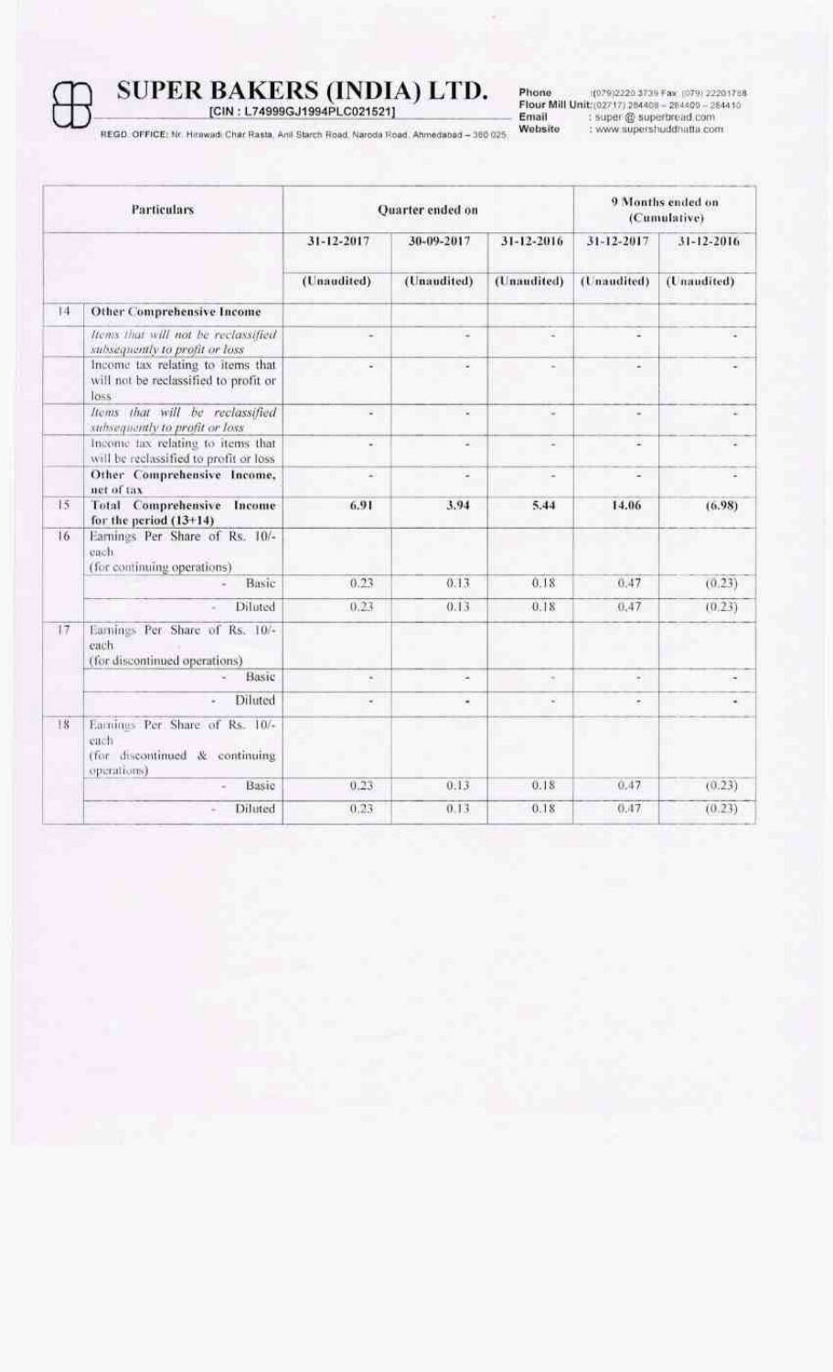# SUPER BAKERS (INDIA) LTD.

[CIN : L74999GJ1994PLC021521]

REGD. OFFICE: Nr. Hirawadi Char Rasta, Anil Starch Road, Naroda Road, Ahmedabad – 380 025.

Phone : (079)2220 3739 Fax :(079) 22201788
Flour Mill Unit: (02717) 284408 – 284409 – 284410
Email : super @ superbread.com
Website : www.supershuddhatta.com

| | Particulars | Quarter ended on | | | 9 Months ended on (Cumulative) | |
|---|---|---|---|---|---|---|
| | | 31-12-2017 | 30-09-2017 | 31-12-2016 | 31-12-2017 | 31-12-2016 |
| | | (Unaudited) | (Unaudited) | (Unaudited) | (Unaudited) | (Unaudited) |
| 14 | **Other Comprehensive Income** | | | | | |
| | *Items that will not be reclassified subsequently to profit or loss* | - | - | - | - | - |
| | Income tax relating to items that will not be reclassified to profit or loss | - | - | - | - | - |
| | *Items that will be reclassified subsequently to profit or loss* | - | - | - | - | - |
| | Income tax relating to items that will be reclassified to profit or loss | - | - | - | - | - |
| | **Other Comprehensive Income, net of tax** | - | - | - | - | - |
| 15 | **Total Comprehensive Income for the period (13+14)** | **6.91** | **3.94** | **5.44** | **14.06** | **(6.98)** |
| 16 | Earnings Per Share of Rs. 10/- each (for continuing operations) | | | | | |
| | - Basic | 0.23 | 0.13 | 0.18 | 0.47 | (0.23) |
| | - Diluted | 0.23 | 0.13 | 0.18 | 0.47 | (0.23) |
| 17 | Earnings Per Share of Rs. 10/- each (for discontinued operations) | | | | | |
| | - Basic | - | - | - | - | - |
| | - Diluted | - | - | - | - | - |
| 18 | Earnings Per Share of Rs. 10/- each (for discontinued & continuing operations) | | | | | |
| | - Basic | 0.23 | 0.13 | 0.18 | 0.47 | (0.23) |
| | - Diluted | 0.23 | 0.13 | 0.18 | 0.47 | (0.23) |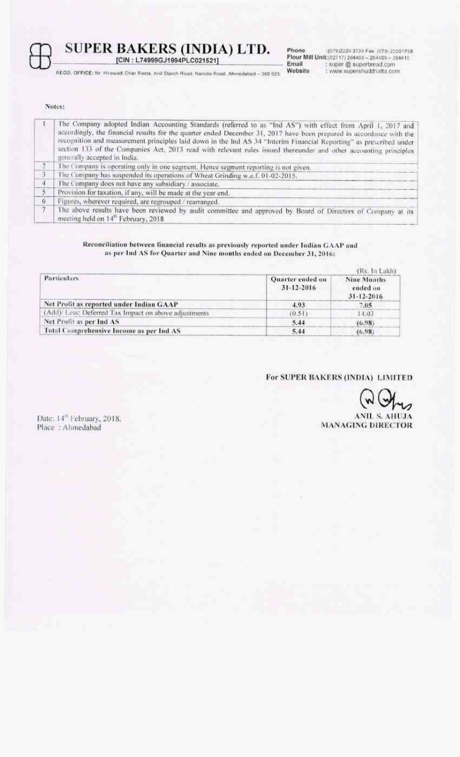# SUPER BAKERS (INDIA) LTD.

[CIN : L74999GJ1994PLC021521]

REGD. OFFICE: Nr. Hirawadi Char Rasta, Anil Starch Road, Naroda Road, Ahmedabad – 380 025.

Phone : (079)2220 3739 Fax: (079) 22201788
Flour Mill Unit: (02717) 284408 – 284409 – 284410
Email : super @ superbread.com
Website : www.supershuddhatta.com

**Notes:**

| | |
|---|---|
| 1 | The Company adopted Indian Accounting Standards (referred to as "Ind AS") with effect from April 1, 2017 and accordingly, the financial results for the quarter ended December 31, 2017 have been prepared in accordance with the recognition and measurement principles laid down in the Ind AS 34 "Interim Financial Reporting" as prescribed under section 133 of the Companies Act, 2013 read with relevant rules issued thereunder and other accounting principles generally accepted in India. |
| 2 | The Company is operating only in one segment. Hence segment reporting is not given. |
| 3 | The Company has suspended its operations of Wheat Grinding w.e.f. 01-02-2015. |
| 4 | The Company does not have any subsidiary / associate. |
| 5 | Provision for taxation, if any, will be made at the year end. |
| 6 | Figures, wherever required, are regrouped / rearranged. |
| 7 | The above results have been reviewed by audit committee and approved by Board of Directors of Company at its meeting held on 14th February, 2018 |

**Reconciliation between financial results as previously reported under Indian GAAP and as per Ind AS for Quarter and Nine months ended on December 31, 2016:**

(Rs. In Lakh)

| Particulars | Quarter ended on 31-12-2016 | Nine Months ended on 31-12-2016 |
|---|---|---|
| **Net Profit as reported under Indian GAAP** | 4.93 | 7.05 |
| (Add)/ Less: Deferred Tax Impact on above adjustments | (0.51) | 14.03 |
| **Net Profit as per Ind AS** | 5.44 | (6.98) |
| **Total Comprehensive Income as per Ind AS** | 5.44 | (6.98) |

**For SUPER BAKERS (INDIA) LIMITED**

ANIL S. AHUJA
MANAGING DIRECTOR

Date: 14th February, 2018.
Place : Ahmedabad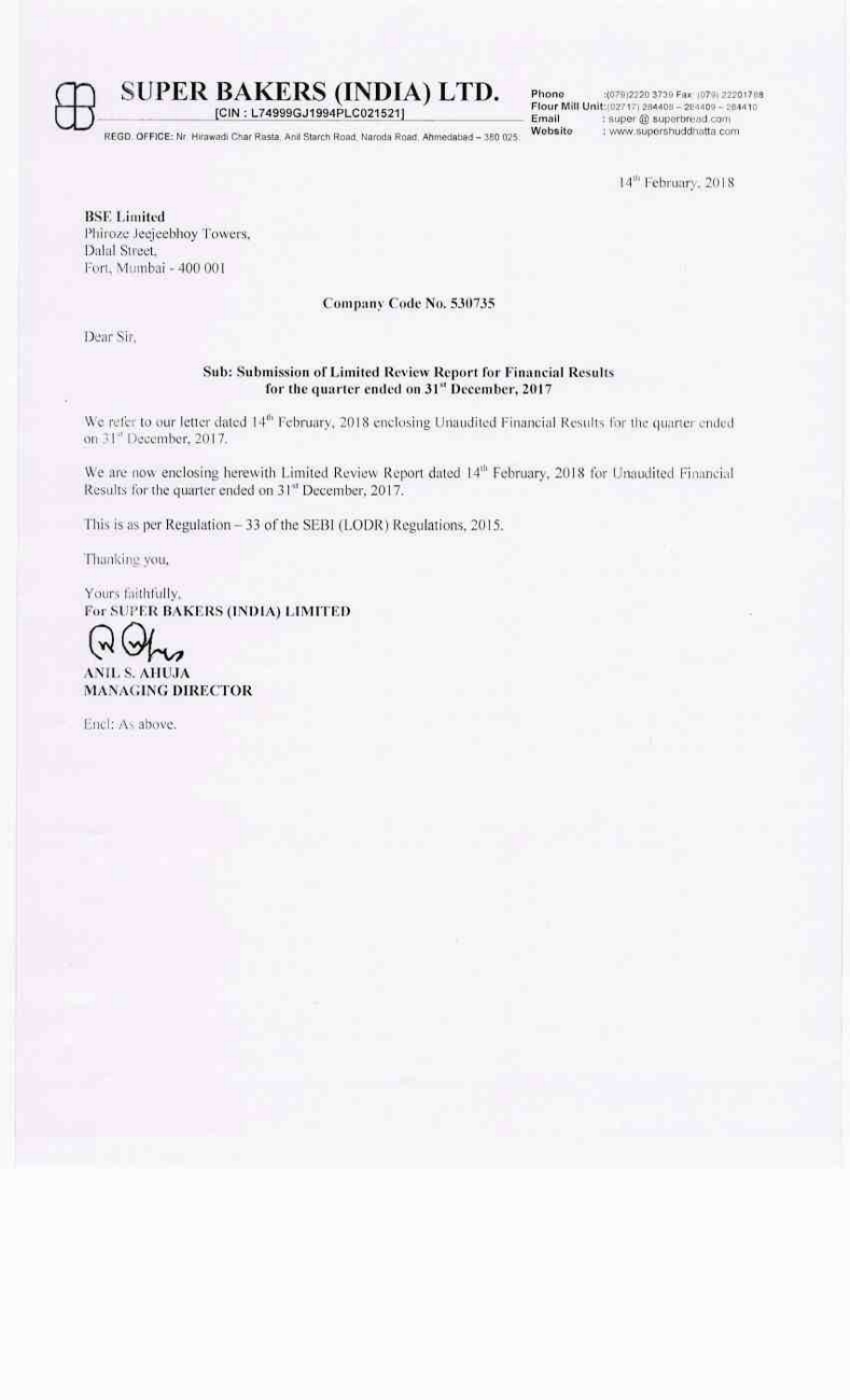# SUPER BAKERS (INDIA) LTD.

[CIN : L74999GJ1994PLC021521]

REGD. OFFICE: Nr. Hirawadi Char Rasta, Anil Starch Road, Naroda Road, Ahmedabad – 380 025.

Phone : (079)2220 3739 Fax: (079) 22201788
Flour Mill Unit: (02717) 284408 – 284409 – 284410
Email : super @ superbread.com
Website : www.supershuddhatta.com

14th February, 2018

**BSE Limited**
Phiroze Jeejeebhoy Towers,
Dalal Street,
Fort, Mumbai - 400 001

**Company Code No. 530735**

Dear Sir,

**Sub: Submission of Limited Review Report for Financial Results for the quarter ended on 31st December, 2017**

We refer to our letter dated 14th February, 2018 enclosing Unaudited Financial Results for the quarter ended on 31st December, 2017.

We are now enclosing herewith Limited Review Report dated 14th February, 2018 for Unaudited Financial Results for the quarter ended on 31st December, 2017.

This is as per Regulation – 33 of the SEBI (LODR) Regulations, 2015.

Thanking you,

Yours faithfully,
**For SUPER BAKERS (INDIA) LIMITED**

**ANIL S. AHUJA**
**MANAGING DIRECTOR**

Encl: As above.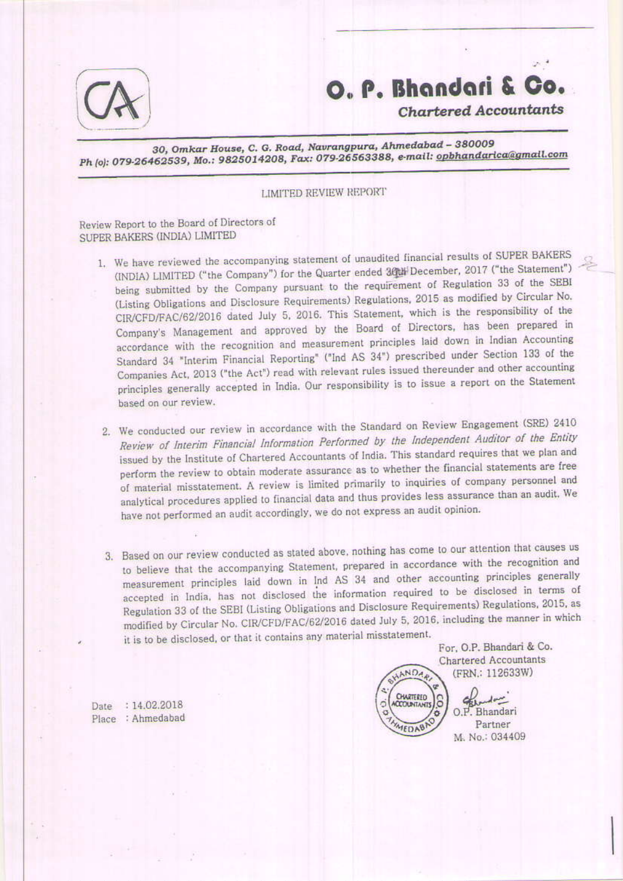# O. P. Bhandari & Co.

*Chartered Accountants*

*30, Omkar House, C. G. Road, Navrangpura, Ahmedabad – 380009*
*Ph (o): 079-26462539, Mo.: 9825014208, Fax: 079-26563388, e-mail: opbhandarica@gmail.com*

LIMITED REVIEW REPORT

Review Report to the Board of Directors of
SUPER BAKERS (INDIA) LIMITED

1. We have reviewed the accompanying statement of unaudited financial results of SUPER BAKERS (INDIA) LIMITED ("the Company") for the Quarter ended 30th December, 2017 ("the Statement") being submitted by the Company pursuant to the requirement of Regulation 33 of the SEBI (Listing Obligations and Disclosure Requirements) Regulations, 2015 as modified by Circular No. CIR/CFD/FAC/62/2016 dated July 5, 2016. This Statement, which is the responsibility of the Company's Management and approved by the Board of Directors, has been prepared in accordance with the recognition and measurement principles laid down in Indian Accounting Standard 34 "Interim Financial Reporting" ("Ind AS 34") prescribed under Section 133 of the Companies Act, 2013 ("the Act") read with relevant rules issued thereunder and other accounting principles generally accepted in India. Our responsibility is to issue a report on the Statement based on our review.

2. We conducted our review in accordance with the Standard on Review Engagement (SRE) 2410 *Review of Interim Financial Information Performed by the Independent Auditor of the Entity* issued by the Institute of Chartered Accountants of India. This standard requires that we plan and perform the review to obtain moderate assurance as to whether the financial statements are free of material misstatement. A review is limited primarily to inquiries of company personnel and analytical procedures applied to financial data and thus provides less assurance than an audit. We have not performed an audit accordingly, we do not express an audit opinion.

3. Based on our review conducted as stated above, nothing has come to our attention that causes us to believe that the accompanying Statement, prepared in accordance with the recognition and measurement principles laid down in Ind AS 34 and other accounting principles generally accepted in India, has not disclosed the information required to be disclosed in terms of Regulation 33 of the SEBI (Listing Obligations and Disclosure Requirements) Regulations, 2015, as modified by Circular No. CIR/CFD/FAC/62/2016 dated July 5, 2016, including the manner in which it is to be disclosed, or that it contains any material misstatement.

For, O.P. Bhandari & Co.
Chartered Accountants
(FRN.: 112633W)

O.P. Bhandari
Partner
M. No.: 034409

Date : 14.02.2018
Place : Ahmedabad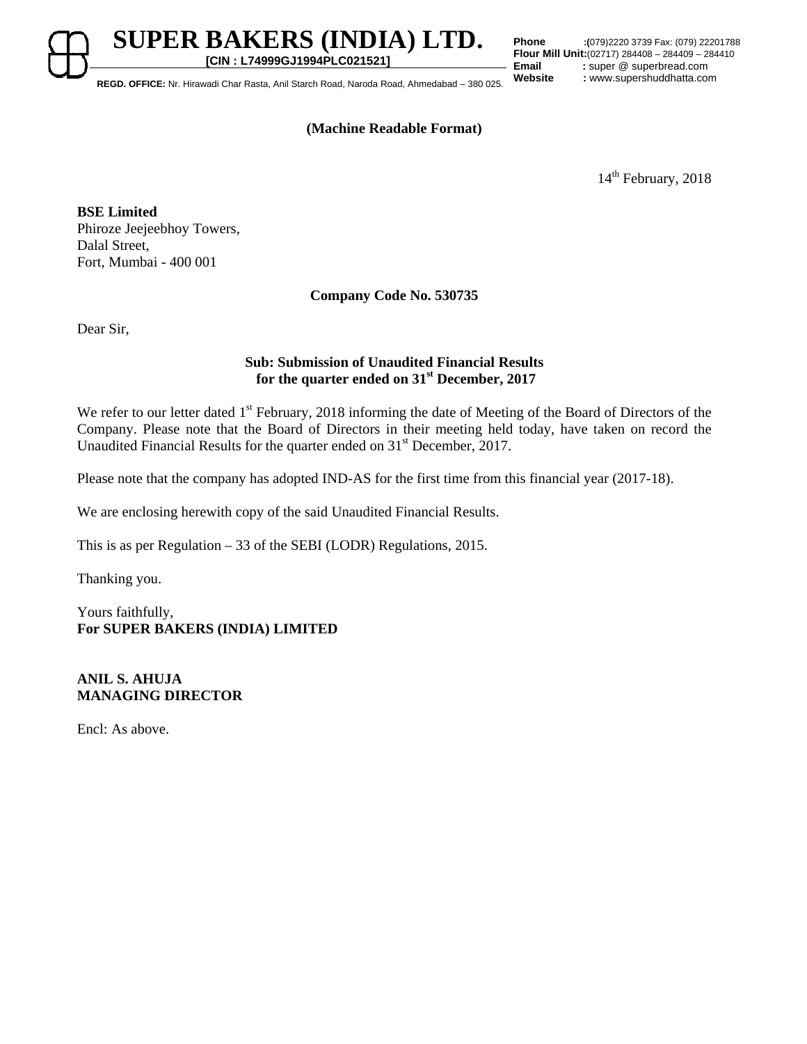# SUPER BAKERS (INDIA) LTD.

**[CIN : L74999GJ1994PLC021521]**

**REGD. OFFICE:** Nr. Hirawadi Char Rasta, Anil Starch Road, Naroda Road, Ahmedabad – 380 025.

**Phone** :(079)2220 3739 Fax: (079) 22201788
**Flour Mill Unit:**(02717) 284408 – 284409 – 284410
**Email** : super @ superbread.com
**Website** : www.supershuddhatta.com

**(Machine Readable Format)**

14th February, 2018

**BSE Limited**
Phiroze Jeejeebhoy Towers,
Dalal Street,
Fort, Mumbai - 400 001

**Company Code No. 530735**

Dear Sir,

**Sub: Submission of Unaudited Financial Results for the quarter ended on 31st December, 2017**

We refer to our letter dated 1st February, 2018 informing the date of Meeting of the Board of Directors of the Company. Please note that the Board of Directors in their meeting held today, have taken on record the Unaudited Financial Results for the quarter ended on 31st December, 2017.

Please note that the company has adopted IND-AS for the first time from this financial year (2017-18).

We are enclosing herewith copy of the said Unaudited Financial Results.

This is as per Regulation – 33 of the SEBI (LODR) Regulations, 2015.

Thanking you.

Yours faithfully,
**For SUPER BAKERS (INDIA) LIMITED**

**ANIL S. AHUJA**
**MANAGING DIRECTOR**

Encl: As above.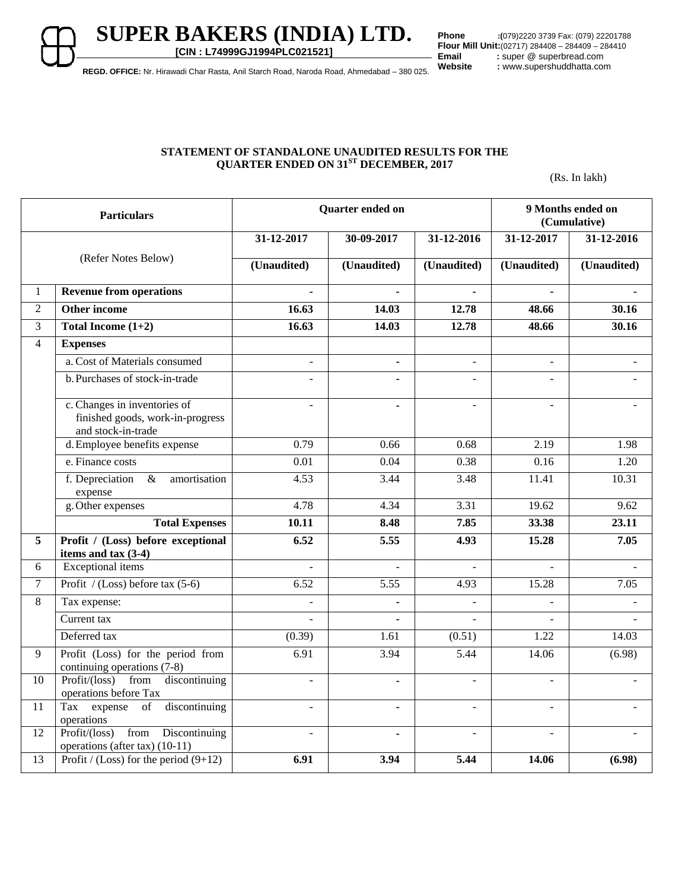# SUPER BAKERS (INDIA) LTD.

**[CIN : L74999GJ1994PLC021521]**

**REGD. OFFICE:** Nr. Hirawadi Char Rasta, Anil Starch Road, Naroda Road, Ahmedabad – 380 025.

**Phone** :(079)2220 3739 Fax: (079) 22201788
**Flour Mill Unit:**(02717) 284408 – 284409 – 284410
**Email** : super @ superbread.com
**Website** : www.supershuddhatta.com

**STATEMENT OF STANDALONE UNAUDITED RESULTS FOR THE QUARTER ENDED ON 31ST DECEMBER, 2017**

(Rs. In lakh)

| | Particulars | Quarter ended on | | | 9 Months ended on (Cumulative) | |
|---|---|---|---|---|---|---|
| | (Refer Notes Below) | 31-12-2017 | 30-09-2017 | 31-12-2016 | 31-12-2017 | 31-12-2016 |
| | | (Unaudited) | (Unaudited) | (Unaudited) | (Unaudited) | (Unaudited) |
| 1 | **Revenue from operations** | - | - | - | - | - |
| 2 | **Other income** | **16.63** | **14.03** | **12.78** | **48.66** | **30.16** |
| 3 | **Total Income (1+2)** | **16.63** | **14.03** | **12.78** | **48.66** | **30.16** |
| 4 | **Expenses** | | | | | |
| | a. Cost of Materials consumed | - | - | - | - | - |
| | b. Purchases of stock-in-trade | - | - | - | - | - |
| | c. Changes in inventories of finished goods, work-in-progress and stock-in-trade | - | - | - | - | - |
| | d. Employee benefits expense | 0.79 | 0.66 | 0.68 | 2.19 | 1.98 |
| | e. Finance costs | 0.01 | 0.04 | 0.38 | 0.16 | 1.20 |
| | f. Depreciation & amortisation expense | 4.53 | 3.44 | 3.48 | 11.41 | 10.31 |
| | g. Other expenses | 4.78 | 4.34 | 3.31 | 19.62 | 9.62 |
| | **Total Expenses** | **10.11** | **8.48** | **7.85** | **33.38** | **23.11** |
| **5** | **Profit / (Loss) before exceptional items and tax (3-4)** | **6.52** | **5.55** | **4.93** | **15.28** | **7.05** |
| 6 | Exceptional items | - | - | - | - | - |
| 7 | Profit / (Loss) before tax (5-6) | 6.52 | 5.55 | 4.93 | 15.28 | 7.05 |
| 8 | Tax expense: | - | - | - | - | - |
| | Current tax | - | - | - | - | - |
| | Deferred tax | (0.39) | 1.61 | (0.51) | 1.22 | 14.03 |
| 9 | Profit (Loss) for the period from continuing operations (7-8) | 6.91 | 3.94 | 5.44 | 14.06 | (6.98) |
| 10 | Profit/(loss) from discontinuing operations before Tax | - | - | - | - | - |
| 11 | Tax expense of discontinuing operations | - | - | - | - | - |
| 12 | Profit/(loss) from Discontinuing operations (after tax) (10-11) | - | - | - | - | - |
| 13 | Profit / (Loss) for the period (9+12) | **6.91** | **3.94** | **5.44** | **14.06** | **(6.98)** |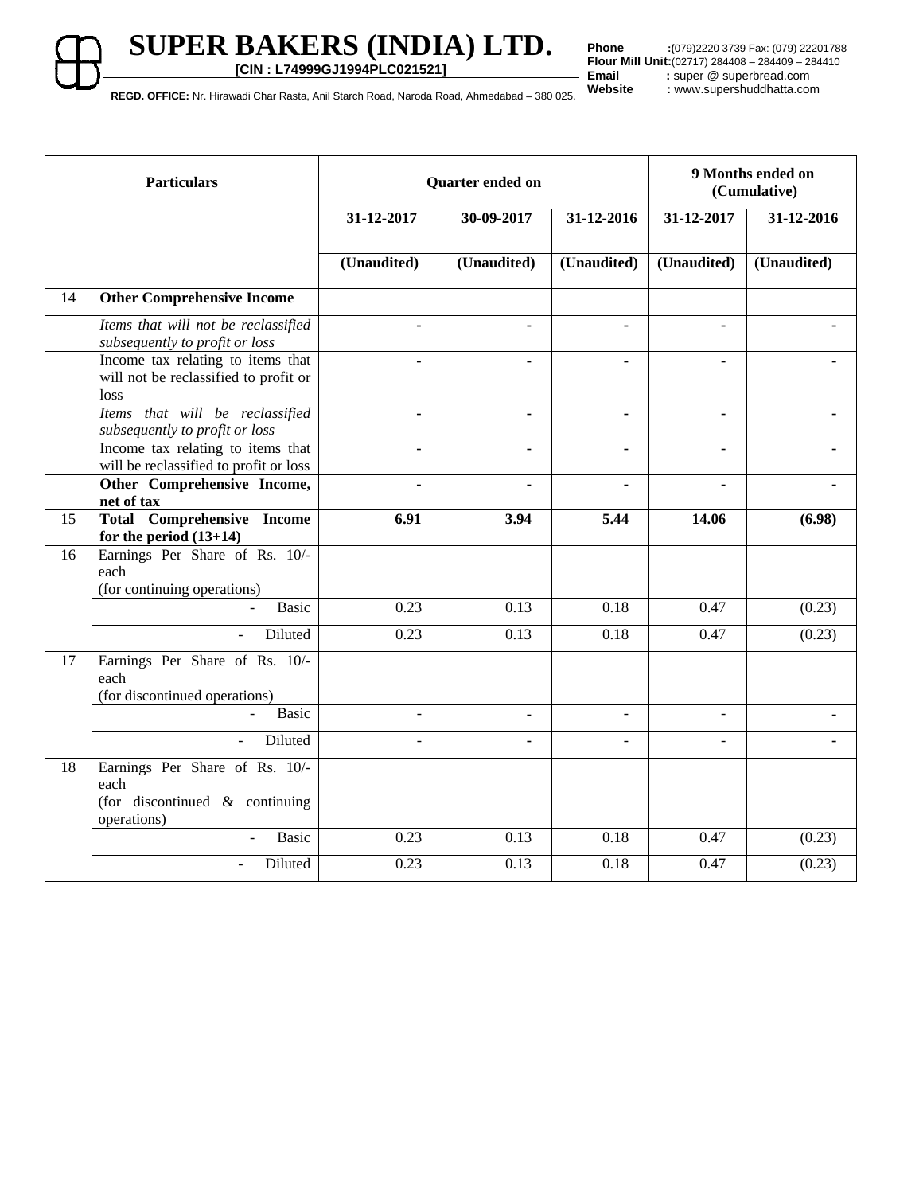# SUPER BAKERS (INDIA) LTD.

**[CIN : L74999GJ1994PLC021521]**

**REGD. OFFICE:** Nr. Hirawadi Char Rasta, Anil Starch Road, Naroda Road, Ahmedabad – 380 025.

**Phone** :(079)2220 3739 Fax: (079) 22201788
**Flour Mill Unit:**(02717) 284408 – 284409 – 284410
**Email** : super @ superbread.com
**Website** : www.supershuddhatta.com

| | Particulars | Quarter ended on | | | 9 Months ended on (Cumulative) | |
|---|---|---|---|---|---|---|
| | | 31-12-2017 | 30-09-2017 | 31-12-2016 | 31-12-2017 | 31-12-2016 |
| | | (Unaudited) | (Unaudited) | (Unaudited) | (Unaudited) | (Unaudited) |
| 14 | **Other Comprehensive Income** | | | | | |
| | *Items that will not be reclassified subsequently to profit or loss* | - | - | - | - | - |
| | Income tax relating to items that will not be reclassified to profit or loss | - | - | - | - | - |
| | *Items that will be reclassified subsequently to profit or loss* | - | - | - | - | - |
| | Income tax relating to items that will be reclassified to profit or loss | - | - | - | - | - |
| | **Other Comprehensive Income, net of tax** | - | - | - | - | - |
| 15 | **Total Comprehensive Income for the period (13+14)** | **6.91** | **3.94** | **5.44** | **14.06** | **(6.98)** |
| 16 | Earnings Per Share of Rs. 10/- each (for continuing operations) | | | | | |
| | - Basic | 0.23 | 0.13 | 0.18 | 0.47 | (0.23) |
| | - Diluted | 0.23 | 0.13 | 0.18 | 0.47 | (0.23) |
| 17 | Earnings Per Share of Rs. 10/- each (for discontinued operations) | | | | | |
| | - Basic | - | - | - | - | - |
| | - Diluted | - | - | - | - | - |
| 18 | Earnings Per Share of Rs. 10/- each (for discontinued & continuing operations) | | | | | |
| | - Basic | 0.23 | 0.13 | 0.18 | 0.47 | (0.23) |
| | - Diluted | 0.23 | 0.13 | 0.18 | 0.47 | (0.23) |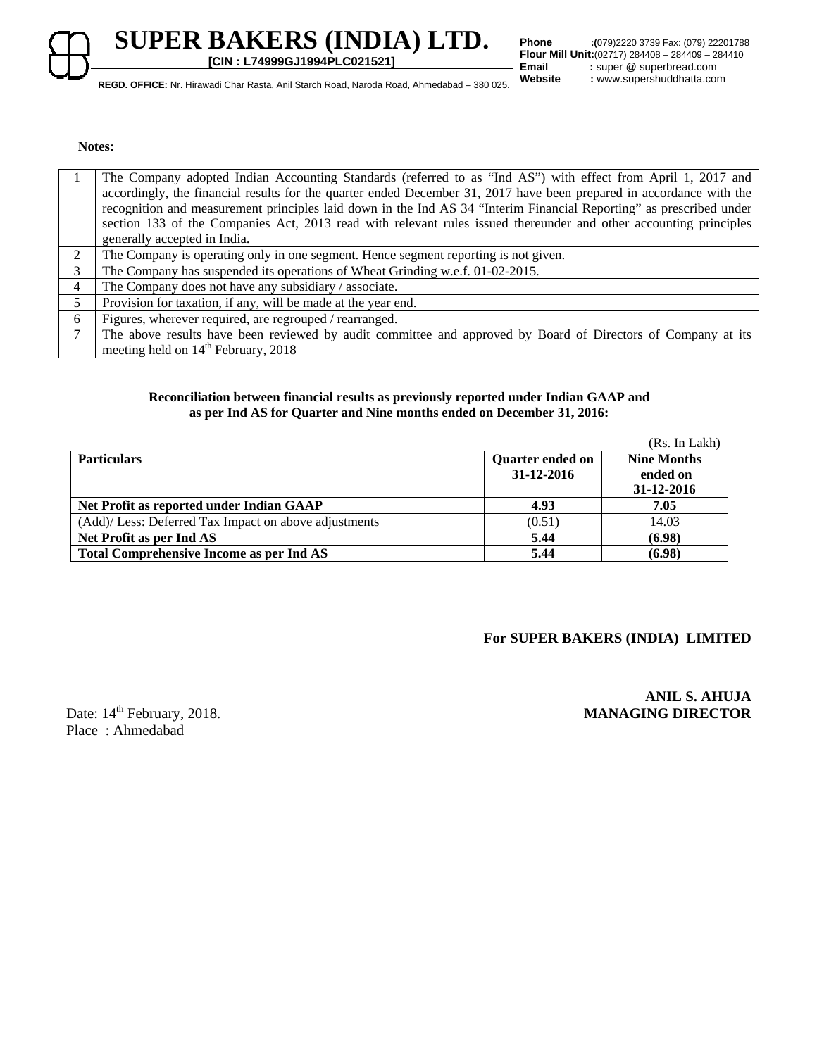# SUPER BAKERS (INDIA) LTD.

**[CIN : L74999GJ1994PLC021521]**

**REGD. OFFICE:** Nr. Hirawadi Char Rasta, Anil Starch Road, Naroda Road, Ahmedabad – 380 025.

**Phone** :(079)2220 3739 Fax: (079) 22201788
**Flour Mill Unit:**(02717) 284408 – 284409 – 284410
**Email** : super @ superbread.com
**Website** : www.supershuddhatta.com

**Notes:**

| | |
|---|---|
| 1 | The Company adopted Indian Accounting Standards (referred to as "Ind AS") with effect from April 1, 2017 and accordingly, the financial results for the quarter ended December 31, 2017 have been prepared in accordance with the recognition and measurement principles laid down in the Ind AS 34 "Interim Financial Reporting" as prescribed under section 133 of the Companies Act, 2013 read with relevant rules issued thereunder and other accounting principles generally accepted in India. |
| 2 | The Company is operating only in one segment. Hence segment reporting is not given. |
| 3 | The Company has suspended its operations of Wheat Grinding w.e.f. 01-02-2015. |
| 4 | The Company does not have any subsidiary / associate. |
| 5 | Provision for taxation, if any, will be made at the year end. |
| 6 | Figures, wherever required, are regrouped / rearranged. |
| 7 | The above results have been reviewed by audit committee and approved by Board of Directors of Company at its meeting held on 14th February, 2018 |

**Reconciliation between financial results as previously reported under Indian GAAP and as per Ind AS for Quarter and Nine months ended on December 31, 2016:**

(Rs. In Lakh)

| Particulars | Quarter ended on 31-12-2016 | Nine Months ended on 31-12-2016 |
|---|---|---|
| **Net Profit as reported under Indian GAAP** | **4.93** | **7.05** |
| (Add)/ Less: Deferred Tax Impact on above adjustments | (0.51) | 14.03 |
| **Net Profit as per Ind AS** | **5.44** | **(6.98)** |
| **Total Comprehensive Income as per Ind AS** | **5.44** | **(6.98)** |

**For SUPER BAKERS (INDIA) LIMITED**

**ANIL S. AHUJA**
**MANAGING DIRECTOR**

Date: 14th February, 2018.
Place : Ahmedabad